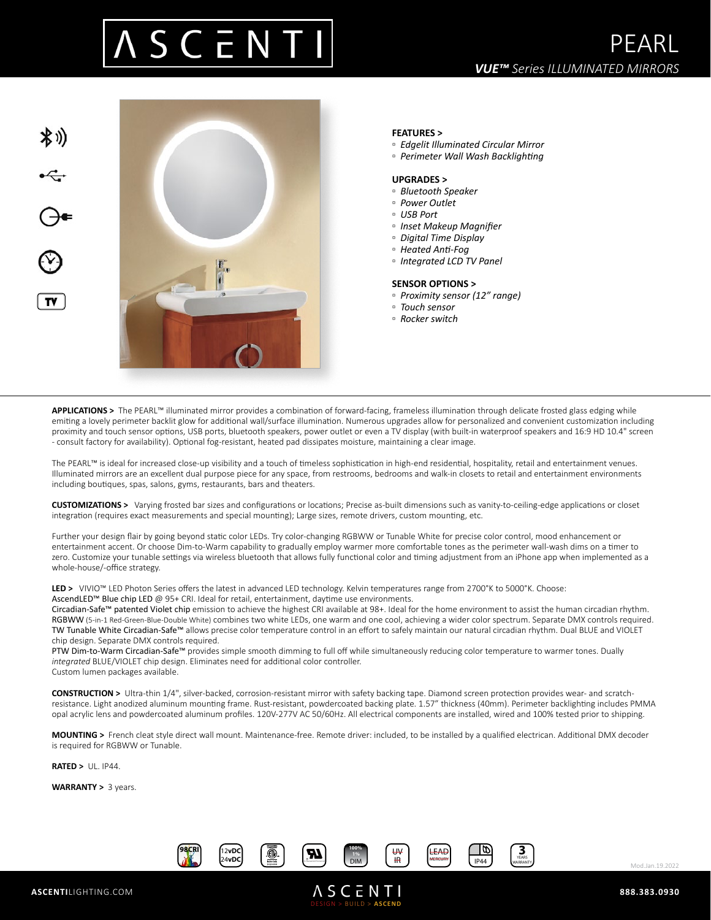# ASCENTI

# PEARL

***VUE™** Series ILLUMINATED MIRRORS*

**FEATURES >**
- *Edgelit Illuminated Circular Mirror*
- *Perimeter Wall Wash Backlighting*

**UPGRADES >**
- *Bluetooth Speaker*
- *Power Outlet*
- *USB Port*
- *Inset Makeup Magnifier*
- *Digital Time Display*
- *Heated Anti-Fog*
- *Integrated LCD TV Panel*

**SENSOR OPTIONS >**
- *Proximity sensor (12" range)*
- *Touch sensor*
- *Rocker switch*

**APPLICATIONS >** The PEARL™ illuminated mirror provides a combination of forward-facing, frameless illumination through delicate frosted glass edging while emiting a lovely perimeter backlit glow for additional wall/surface illumination. Numerous upgrades allow for personalized and convenient customization including proximity and touch sensor options, USB ports, bluetooth speakers, power outlet or even a TV display (with built-in waterproof speakers and 16:9 HD 10.4" screen - consult factory for availability). Optional fog-resistant, heated pad dissipates moisture, maintaining a clear image.

The PEARL™ is ideal for increased close-up visibility and a touch of timeless sophistication in high-end residential, hospitality, retail and entertainment venues. Illuminated mirrors are an excellent dual purpose piece for any space, from restrooms, bedrooms and walk-in closets to retail and entertainment environments including boutiques, spas, salons, gyms, restaurants, bars and theaters.

**CUSTOMIZATIONS >** Varying frosted bar sizes and configurations or locations; Precise as-built dimensions such as vanity-to-ceiling-edge applications or closet integration (requires exact measurements and special mounting); Large sizes, remote drivers, custom mounting, etc.

Further your design flair by going beyond static color LEDs. Try color-changing RGBWW or Tunable White for precise color control, mood enhancement or entertainment accent. Or choose Dim-to-Warm capability to gradually employ warmer more comfortable tones as the perimeter wall-wash dims on a timer to zero. Customize your tunable settings via wireless bluetooth that allows fully functional color and timing adjustment from an iPhone app when implemented as a whole-house/-office strategy.

**LED >** VIVIO™ LED Photon Series offers the latest in advanced LED technology. Kelvin temperatures range from 2700°K to 5000°K. Choose:
AscendLED™ Blue chip LED @ 95+ CRI. Ideal for retail, entertainment, daytime use environments.
Circadian-Safe™ patented Violet chip emission to achieve the highest CRI available at 98+. Ideal for the home environment to assist the human circadian rhythm.
RGBWW (5-in-1 Red-Green-Blue-Double White) combines two white LEDs, one warm and one cool, achieving a wider color spectrum. Separate DMX controls required.
TW Tunable White Circadian-Safe™ allows precise color temperature control in an effort to safely maintain our natural circadian rhythm. Dual BLUE and VIOLET chip design. Separate DMX controls required.
PTW Dim-to-Warm Circadian-Safe™ provides simple smooth dimming to full off while simultaneously reducing color temperature to warmer tones. Dually *integrated* BLUE/VIOLET chip design. Eliminates need for additional color controller.
Custom lumen packages available.

**CONSTRUCTION >** Ultra-thin 1/4", silver-backed, corrosion-resistant mirror with safety backing tape. Diamond screen protection provides wear- and scratch-resistance. Light anodized aluminum mounting frame. Rust-resistant, powdercoated backing plate. 1.57" thickness (40mm). Perimeter backlighting includes PMMA opal acrylic lens and powdercoated aluminum profiles. 120V-277V AC 50/60Hz. All electrical components are installed, wired and 100% tested prior to shipping.

**MOUNTING >** French cleat style direct wall mount. Maintenance-free. Remote driver: included, to be installed by a qualified electrican. Additional DMX decoder is required for RGBWW or Tunable.

**RATED >** UL. IP44.

**WARRANTY >** 3 years.

98CRI | 12vDC 24vDC | ETL | UL | 100% 1% DIM | UV IR | LEAD MERCURY | IP44 | 3 YEARS WARRANTY

Mod.Jan.19.2022

**ASCENTI**LIGHTING.COM — ASCENTI DESIGN > BUILD > ASCEND — **888.383.0930**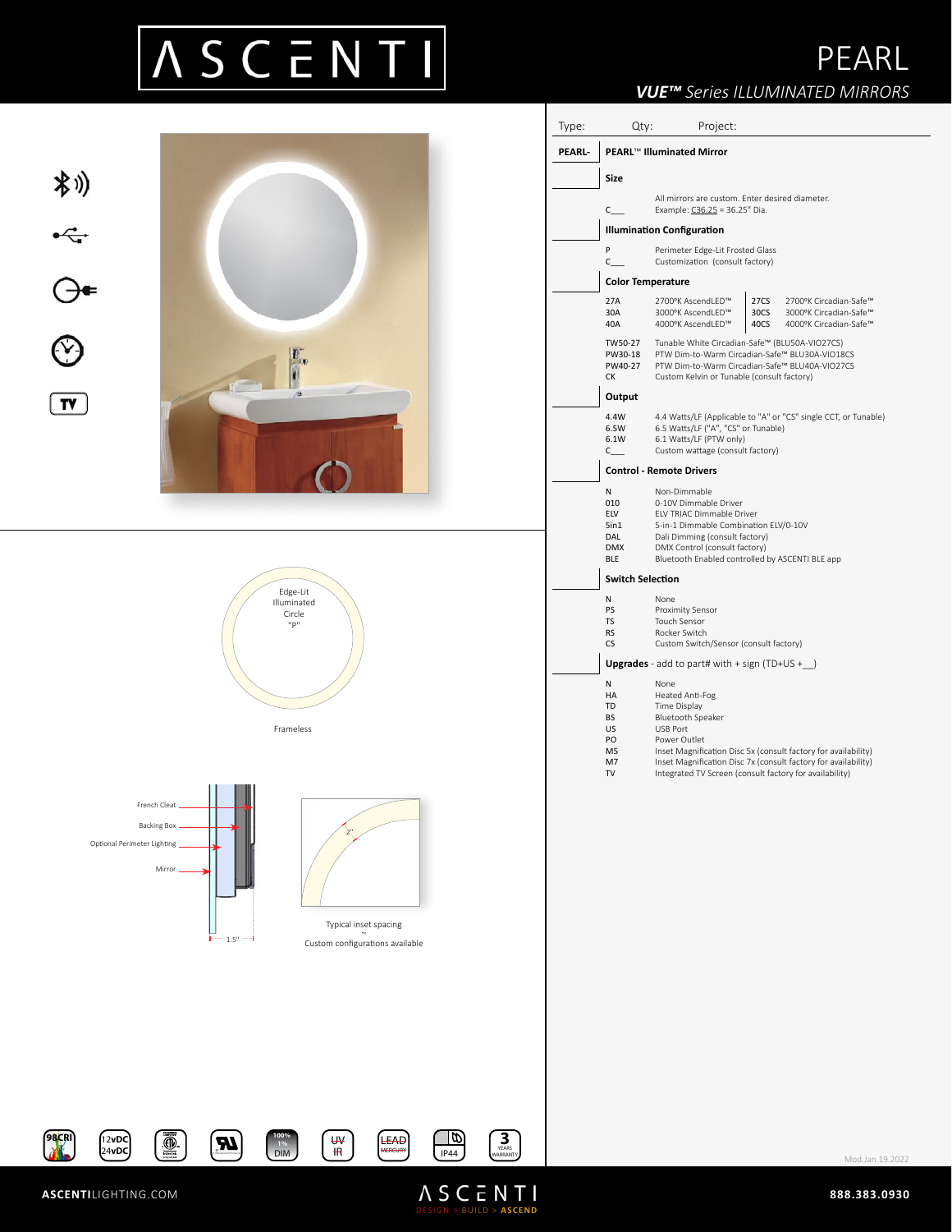# PEARL

*VUE™ Series ILLUMINATED MIRRORS*

Type: Qty: Project:

**PEARL-** | **PEARL™ Illuminated Mirror**

## Size

| | |
|---|---|
| C___ | All mirrors are custom. Enter desired diameter. Example: C36.25 = 36.25" Dia. |

## Illumination Configuration

| | |
|---|---|
| P | Perimeter Edge-Lit Frosted Glass |
| C___ | Customization (consult factory) |

## Color Temperature

| | | | |
|---|---|---|---|
| 27A | 2700ºK AscendLED™ | 27CS | 2700ºK Circadian-Safe™ |
| 30A | 3000ºK AscendLED™ | 30CS | 3000ºK Circadian-Safe™ |
| 40A | 4000ºK AscendLED™ | 40CS | 4000ºK Circadian-Safe™ |

| | |
|---|---|
| TW50-27 | Tunable White Circadian-Safe™ (BLU50A-VIO27CS) |
| PW30-18 | PTW Dim-to-Warm Circadian-Safe™ BLU30A-VIO18CS |
| PW40-27 | PTW Dim-to-Warm Circadian-Safe™ BLU40A-VIO27CS |
| CK | Custom Kelvin or Tunable (consult factory) |

## Output

| | |
|---|---|
| 4.4W | 4.4 Watts/LF (Applicable to "A" or "CS" single CCT, or Tunable) |
| 6.5W | 6.5 Watts/LF ("A", "CS" or Tunable) |
| 6.1W | 6.1 Watts/LF (PTW only) |
| C___ | Custom wattage (consult factory) |

## Control - Remote Drivers

| | |
|---|---|
| N | Non-Dimmable |
| 010 | 0-10V Dimmable Driver |
| ELV | ELV TRIAC Dimmable Driver |
| 5in1 | 5-in-1 Dimmable Combination ELV/0-10V |
| DAL | Dali Dimming (consult factory) |
| DMX | DMX Control (consult factory) |
| BLE | Bluetooth Enabled controlled by ASCENTI BLE app |

## Switch Selection

| | |
|---|---|
| N | None |
| PS | Proximity Sensor |
| TS | Touch Sensor |
| RS | Rocker Switch |
| CS | Custom Switch/Sensor (consult factory) |

## Upgrades - add to part# with + sign (TD+US +__)

| | |
|---|---|
| N | None |
| HA | Heated Anti-Fog |
| TD | Time Display |
| BS | Bluetooth Speaker |
| US | USB Port |
| PO | Power Outlet |
| M5 | Inset Magnification Disc 5x (consult factory for availability) |
| M7 | Inset Magnification Disc 7x (consult factory for availability) |
| TV | Integrated TV Screen (consult factory for availability) |

Edge-Lit Illuminated Circle "P"

Frameless

French Cleat

Backing Box

Optional Perimeter Lighting

Mirror

1.5"

2"

Typical inset spacing
~
Custom configurations available

98CRI | 12vDC 24vDC | 100% 1% DIM | UV IR | LEAD MERCURY | IP44 | 3 YEARS WARRANTY

Mod.Jan.19.2022

ASCENTILIGHTING.COM

ASCENTI DESIGN > BUILD > ASCEND

888.383.0930